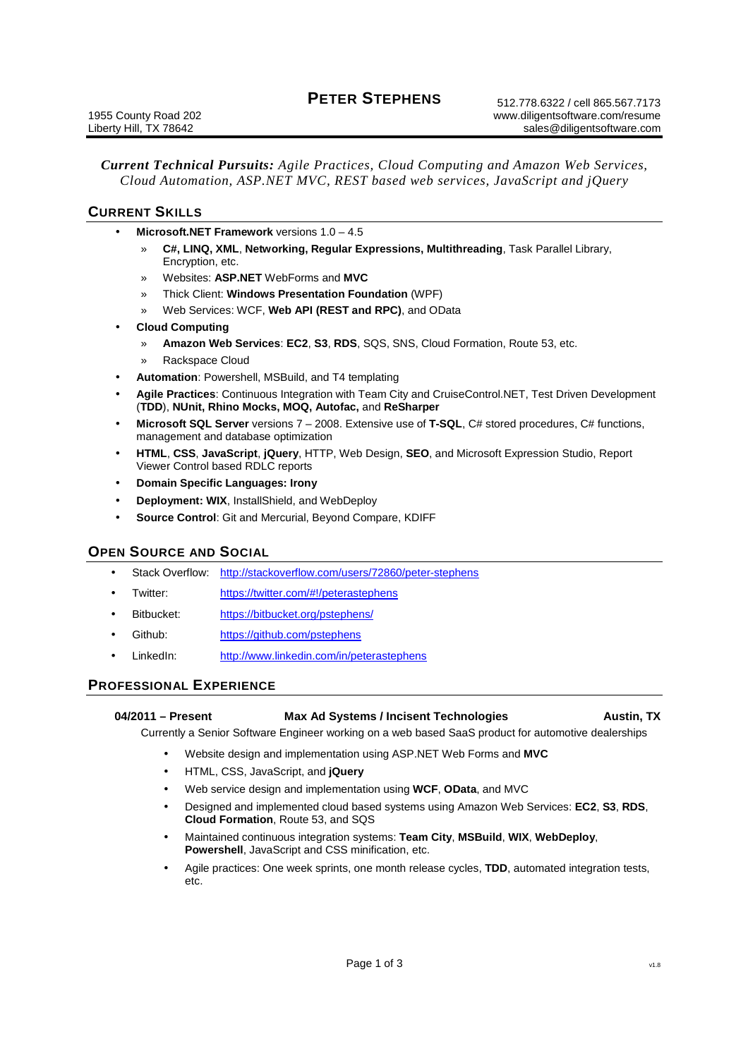# PETER STEPHENS

1955 County Road 202
Liberty Hill, TX 78642

512.778.6322 / cell 865.567.7173
www.diligentsoftware.com/resume
sales@diligentsoftware.com

***Current Technical Pursuits:*** *Agile Practices, Cloud Computing and Amazon Web Services, Cloud Automation, ASP.NET MVC, REST based web services, JavaScript and jQuery*

## CURRENT SKILLS

- **Microsoft.NET Framework** versions 1.0 – 4.5
  - **C#, LINQ, XML**, **Networking, Regular Expressions, Multithreading**, Task Parallel Library, Encryption, etc.
  - Websites: **ASP.NET** WebForms and **MVC**
  - Thick Client: **Windows Presentation Foundation** (WPF)
  - Web Services: WCF, **Web API (REST and RPC)**, and OData
- **Cloud Computing**
  - **Amazon Web Services**: **EC2**, **S3**, **RDS**, SQS, SNS, Cloud Formation, Route 53, etc.
  - Rackspace Cloud
- **Automation**: Powershell, MSBuild, and T4 templating
- **Agile Practices**: Continuous Integration with Team City and CruiseControl.NET, Test Driven Development (**TDD**), **NUnit, Rhino Mocks, MOQ, Autofac,** and **ReSharper**
- **Microsoft SQL Server** versions 7 – 2008. Extensive use of **T-SQL**, C# stored procedures, C# functions, management and database optimization
- **HTML**, **CSS**, **JavaScript**, **jQuery**, HTTP, Web Design, **SEO**, and Microsoft Expression Studio, Report Viewer Control based RDLC reports
- **Domain Specific Languages: Irony**
- **Deployment: WIX**, InstallShield, and WebDeploy
- **Source Control**: Git and Mercurial, Beyond Compare, KDIFF

## OPEN SOURCE AND SOCIAL

- Stack Overflow: http://stackoverflow.com/users/72860/peter-stephens
- Twitter: https://twitter.com/#!/peterastephens
- Bitbucket: https://bitbucket.org/pstephens/
- Github: https://github.com/pstephens
- LinkedIn: http://www.linkedin.com/in/peterastephens

## PROFESSIONAL EXPERIENCE

**04/2011 – Present** — **Max Ad Systems / Incisent Technologies** — **Austin, TX**

Currently a Senior Software Engineer working on a web based SaaS product for automotive dealerships

- Website design and implementation using ASP.NET Web Forms and **MVC**
- HTML, CSS, JavaScript, and **jQuery**
- Web service design and implementation using **WCF**, **OData**, and MVC
- Designed and implemented cloud based systems using Amazon Web Services: **EC2**, **S3**, **RDS**, **Cloud Formation**, Route 53, and SQS
- Maintained continuous integration systems: **Team City**, **MSBuild**, **WIX**, **WebDeploy**, **Powershell**, JavaScript and CSS minification, etc.
- Agile practices: One week sprints, one month release cycles, **TDD**, automated integration tests, etc.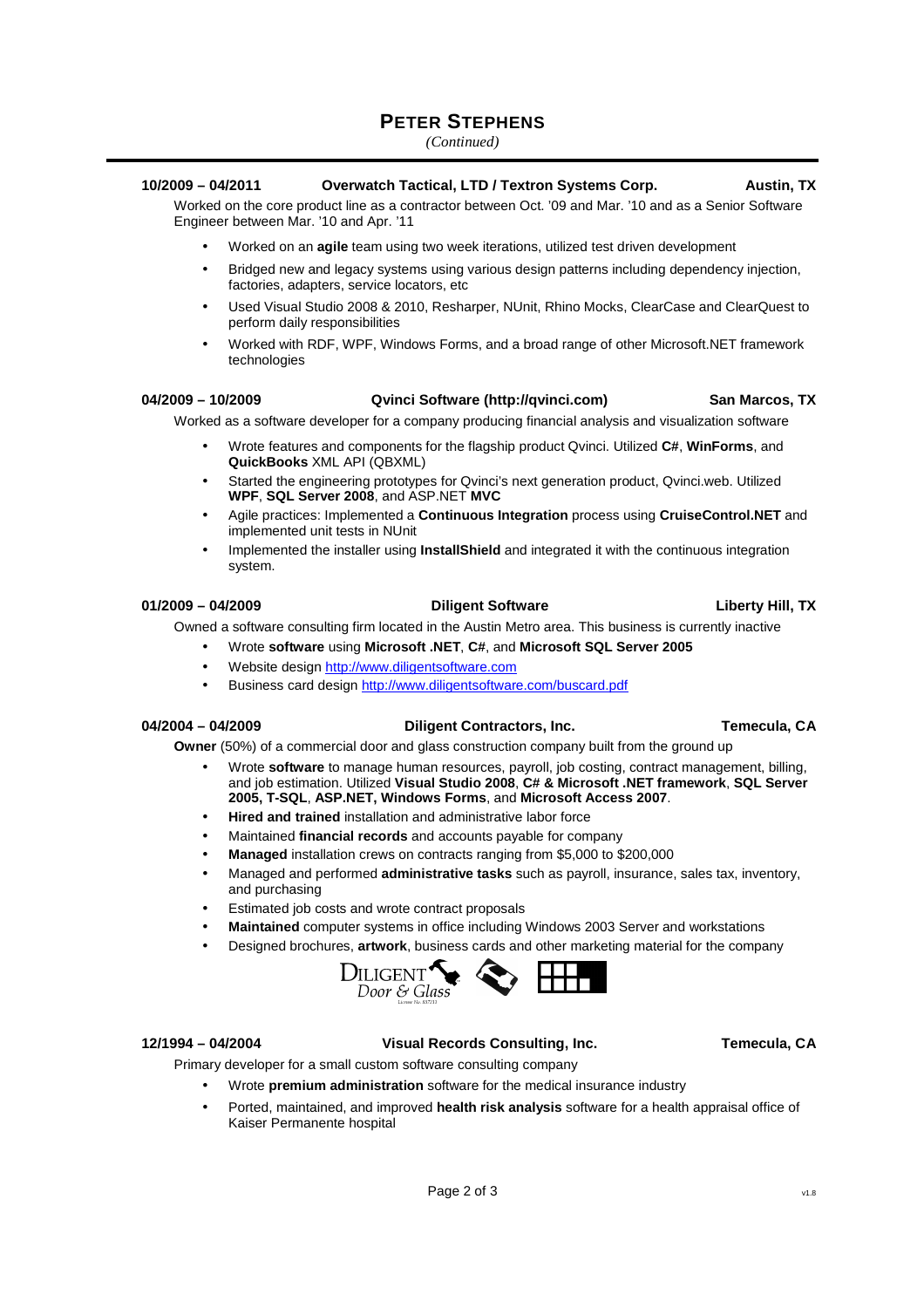**10/2009 – 04/2011** **Overwatch Tactical, LTD / Textron Systems Corp.** **Austin, TX**

Worked on the core product line as a contractor between Oct. '09 and Mar. '10 and as a Senior Software Engineer between Mar. '10 and Apr. '11

- Worked on an **agile** team using two week iterations, utilized test driven development
- Bridged new and legacy systems using various design patterns including dependency injection, factories, adapters, service locators, etc
- Used Visual Studio 2008 & 2010, Resharper, NUnit, Rhino Mocks, ClearCase and ClearQuest to perform daily responsibilities
- Worked with RDF, WPF, Windows Forms, and a broad range of other Microsoft.NET framework technologies

**04/2009 – 10/2009** **Qvinci Software (http://qvinci.com)** **San Marcos, TX**

Worked as a software developer for a company producing financial analysis and visualization software

- Wrote features and components for the flagship product Qvinci. Utilized **C#**, **WinForms**, and **QuickBooks** XML API (QBXML)
- Started the engineering prototypes for Qvinci's next generation product, Qvinci.web. Utilized **WPF**, **SQL Server 2008**, and ASP.NET **MVC**
- Agile practices: Implemented a **Continuous Integration** process using **CruiseControl.NET** and implemented unit tests in NUnit
- Implemented the installer using **InstallShield** and integrated it with the continuous integration system.

**01/2009 – 04/2009** **Diligent Software** **Liberty Hill, TX**

Owned a software consulting firm located in the Austin Metro area. This business is currently inactive

- Wrote **software** using **Microsoft .NET**, **C#**, and **Microsoft SQL Server 2005**
- Website design http://www.diligentsoftware.com
- Business card design http://www.diligentsoftware.com/buscard.pdf

**04/2004 – 04/2009** **Diligent Contractors, Inc.** **Temecula, CA**

**Owner** (50%) of a commercial door and glass construction company built from the ground up

- Wrote **software** to manage human resources, payroll, job costing, contract management, billing, and job estimation. Utilized **Visual Studio 2008**, **C# & Microsoft .NET framework**, **SQL Server 2005, T-SQL**, **ASP.NET, Windows Forms**, and **Microsoft Access 2007**.
- **Hired and trained** installation and administrative labor force
- Maintained **financial records** and accounts payable for company
- **Managed** installation crews on contracts ranging from $5,000 to $200,000
- Managed and performed **administrative tasks** such as payroll, insurance, sales tax, inventory, and purchasing
- Estimated job costs and wrote contract proposals
- **Maintained** computer systems in office including Windows 2003 Server and workstations
- Designed brochures, **artwork**, business cards and other marketing material for the company

DILIGENT Door & Glass

**12/1994 – 04/2004** **Visual Records Consulting, Inc.** **Temecula, CA**

Primary developer for a small custom software consulting company

- Wrote **premium administration** software for the medical insurance industry
- Ported, maintained, and improved **health risk analysis** software for a health appraisal office of Kaiser Permanente hospital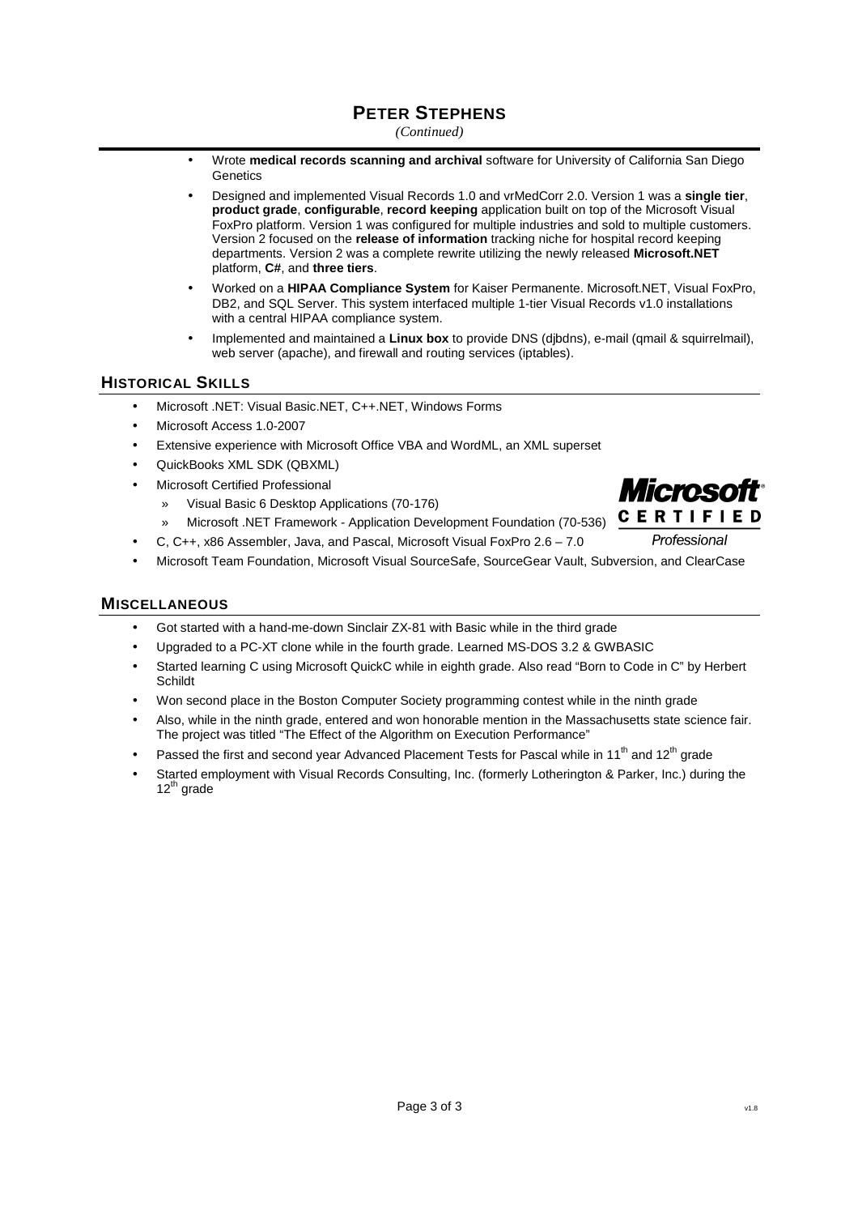- Wrote **medical records scanning and archival** software for University of California San Diego Genetics
- Designed and implemented Visual Records 1.0 and vrMedCorr 2.0. Version 1 was a **single tier**, **product grade**, **configurable**, **record keeping** application built on top of the Microsoft Visual FoxPro platform. Version 1 was configured for multiple industries and sold to multiple customers. Version 2 focused on the **release of information** tracking niche for hospital record keeping departments. Version 2 was a complete rewrite utilizing the newly released **Microsoft.NET** platform, **C#**, and **three tiers**.
- Worked on a **HIPAA Compliance System** for Kaiser Permanente. Microsoft.NET, Visual FoxPro, DB2, and SQL Server. This system interfaced multiple 1-tier Visual Records v1.0 installations with a central HIPAA compliance system.
- Implemented and maintained a **Linux box** to provide DNS (djbdns), e-mail (qmail & squirrelmail), web server (apache), and firewall and routing services (iptables).

## Historical Skills

- Microsoft .NET: Visual Basic.NET, C++.NET, Windows Forms
- Microsoft Access 1.0-2007
- Extensive experience with Microsoft Office VBA and WordML, an XML superset
- QuickBooks XML SDK (QBXML)
- Microsoft Certified Professional
  - Visual Basic 6 Desktop Applications (70-176)
  - Microsoft .NET Framework - Application Development Foundation (70-536)
- C, C++, x86 Assembler, Java, and Pascal, Microsoft Visual FoxPro 2.6 – 7.0
- Microsoft Team Foundation, Microsoft Visual SourceSafe, SourceGear Vault, Subversion, and ClearCase

Microsoft CERTIFIED Professional

## Miscellaneous

- Got started with a hand-me-down Sinclair ZX-81 with Basic while in the third grade
- Upgraded to a PC-XT clone while in the fourth grade. Learned MS-DOS 3.2 & GWBASIC
- Started learning C using Microsoft QuickC while in eighth grade. Also read "Born to Code in C" by Herbert Schildt
- Won second place in the Boston Computer Society programming contest while in the ninth grade
- Also, while in the ninth grade, entered and won honorable mention in the Massachusetts state science fair. The project was titled "The Effect of the Algorithm on Execution Performance"
- Passed the first and second year Advanced Placement Tests for Pascal while in 11th and 12th grade
- Started employment with Visual Records Consulting, Inc. (formerly Lotherington & Parker, Inc.) during the 12th grade